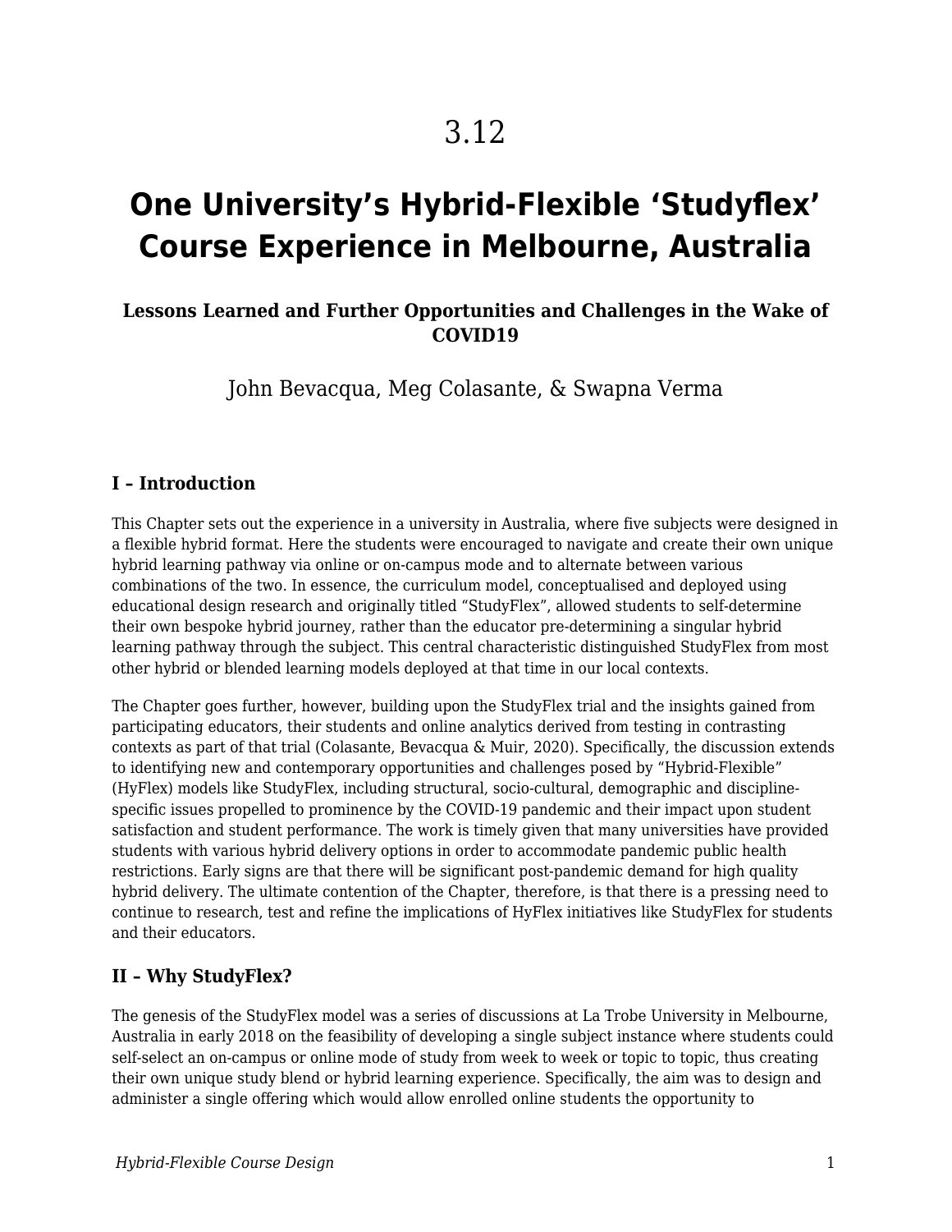3.12

# One University's Hybrid-Flexible 'Studyflex' Course Experience in Melbourne, Australia

### Lessons Learned and Further Opportunities and Challenges in the Wake of COVID19

John Bevacqua, Meg Colasante, & Swapna Verma

## I – Introduction

This Chapter sets out the experience in a university in Australia, where five subjects were designed in a flexible hybrid format. Here the students were encouraged to navigate and create their own unique hybrid learning pathway via online or on-campus mode and to alternate between various combinations of the two. In essence, the curriculum model, conceptualised and deployed using educational design research and originally titled "StudyFlex", allowed students to self-determine their own bespoke hybrid journey, rather than the educator pre-determining a singular hybrid learning pathway through the subject. This central characteristic distinguished StudyFlex from most other hybrid or blended learning models deployed at that time in our local contexts.

The Chapter goes further, however, building upon the StudyFlex trial and the insights gained from participating educators, their students and online analytics derived from testing in contrasting contexts as part of that trial (Colasante, Bevacqua & Muir, 2020). Specifically, the discussion extends to identifying new and contemporary opportunities and challenges posed by "Hybrid-Flexible" (HyFlex) models like StudyFlex, including structural, socio-cultural, demographic and discipline-specific issues propelled to prominence by the COVID-19 pandemic and their impact upon student satisfaction and student performance. The work is timely given that many universities have provided students with various hybrid delivery options in order to accommodate pandemic public health restrictions. Early signs are that there will be significant post-pandemic demand for high quality hybrid delivery. The ultimate contention of the Chapter, therefore, is that there is a pressing need to continue to research, test and refine the implications of HyFlex initiatives like StudyFlex for students and their educators.

## II – Why StudyFlex?

The genesis of the StudyFlex model was a series of discussions at La Trobe University in Melbourne, Australia in early 2018 on the feasibility of developing a single subject instance where students could self-select an on-campus or online mode of study from week to week or topic to topic, thus creating their own unique study blend or hybrid learning experience. Specifically, the aim was to design and administer a single offering which would allow enrolled online students the opportunity to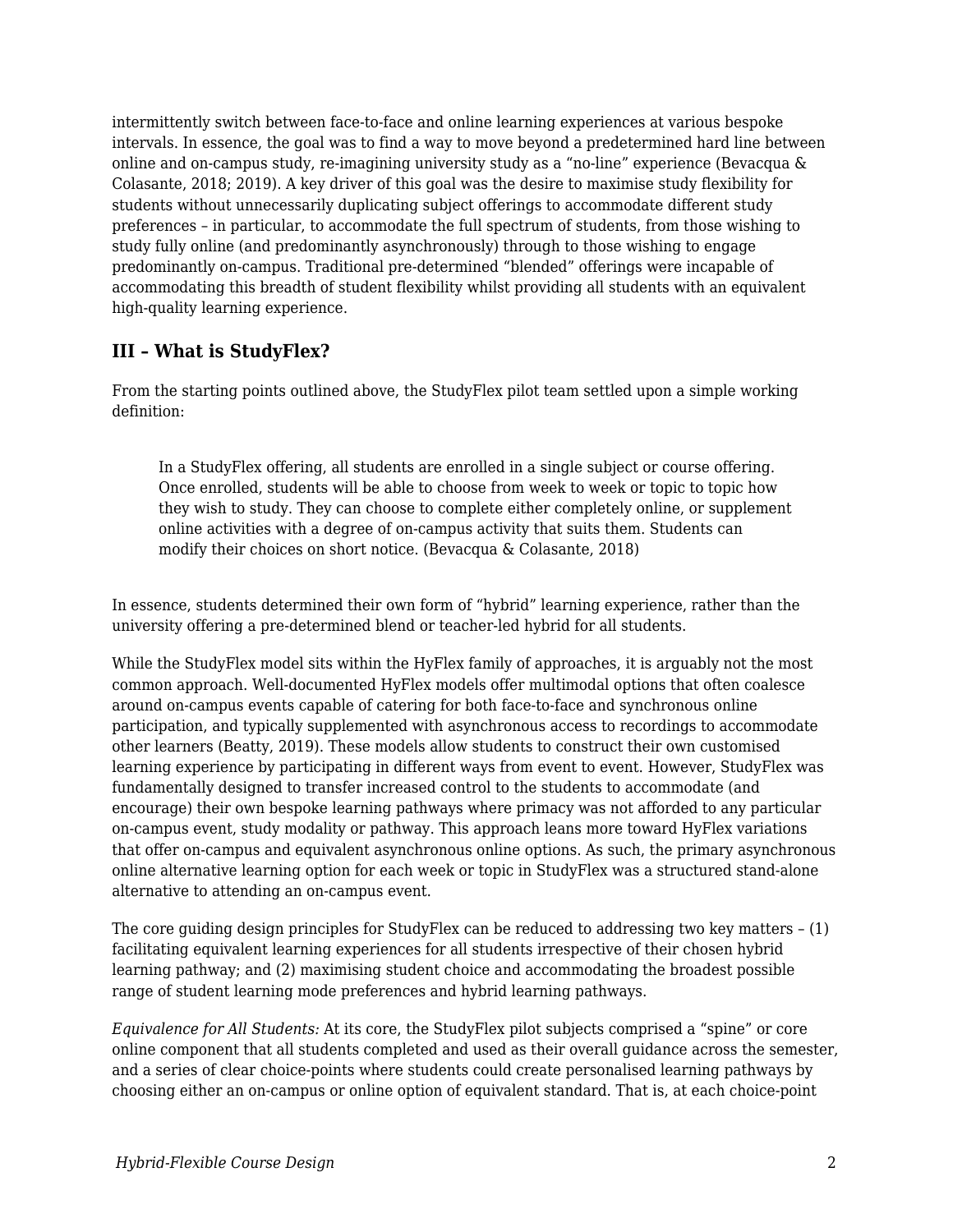intermittently switch between face-to-face and online learning experiences at various bespoke intervals. In essence, the goal was to find a way to move beyond a predetermined hard line between online and on-campus study, re-imagining university study as a "no-line" experience (Bevacqua & Colasante, 2018; 2019). A key driver of this goal was the desire to maximise study flexibility for students without unnecessarily duplicating subject offerings to accommodate different study preferences – in particular, to accommodate the full spectrum of students, from those wishing to study fully online (and predominantly asynchronously) through to those wishing to engage predominantly on-campus. Traditional pre-determined "blended" offerings were incapable of accommodating this breadth of student flexibility whilst providing all students with an equivalent high-quality learning experience.

### III – What is StudyFlex?

From the starting points outlined above, the StudyFlex pilot team settled upon a simple working definition:

> In a StudyFlex offering, all students are enrolled in a single subject or course offering. Once enrolled, students will be able to choose from week to week or topic to topic how they wish to study. They can choose to complete either completely online, or supplement online activities with a degree of on-campus activity that suits them. Students can modify their choices on short notice. (Bevacqua & Colasante, 2018)

In essence, students determined their own form of "hybrid" learning experience, rather than the university offering a pre-determined blend or teacher-led hybrid for all students.

While the StudyFlex model sits within the HyFlex family of approaches, it is arguably not the most common approach. Well-documented HyFlex models offer multimodal options that often coalesce around on-campus events capable of catering for both face-to-face and synchronous online participation, and typically supplemented with asynchronous access to recordings to accommodate other learners (Beatty, 2019). These models allow students to construct their own customised learning experience by participating in different ways from event to event. However, StudyFlex was fundamentally designed to transfer increased control to the students to accommodate (and encourage) their own bespoke learning pathways where primacy was not afforded to any particular on-campus event, study modality or pathway. This approach leans more toward HyFlex variations that offer on-campus and equivalent asynchronous online options. As such, the primary asynchronous online alternative learning option for each week or topic in StudyFlex was a structured stand-alone alternative to attending an on-campus event.

The core guiding design principles for StudyFlex can be reduced to addressing two key matters – (1) facilitating equivalent learning experiences for all students irrespective of their chosen hybrid learning pathway; and (2) maximising student choice and accommodating the broadest possible range of student learning mode preferences and hybrid learning pathways.

*Equivalence for All Students:* At its core, the StudyFlex pilot subjects comprised a "spine" or core online component that all students completed and used as their overall guidance across the semester, and a series of clear choice-points where students could create personalised learning pathways by choosing either an on-campus or online option of equivalent standard. That is, at each choice-point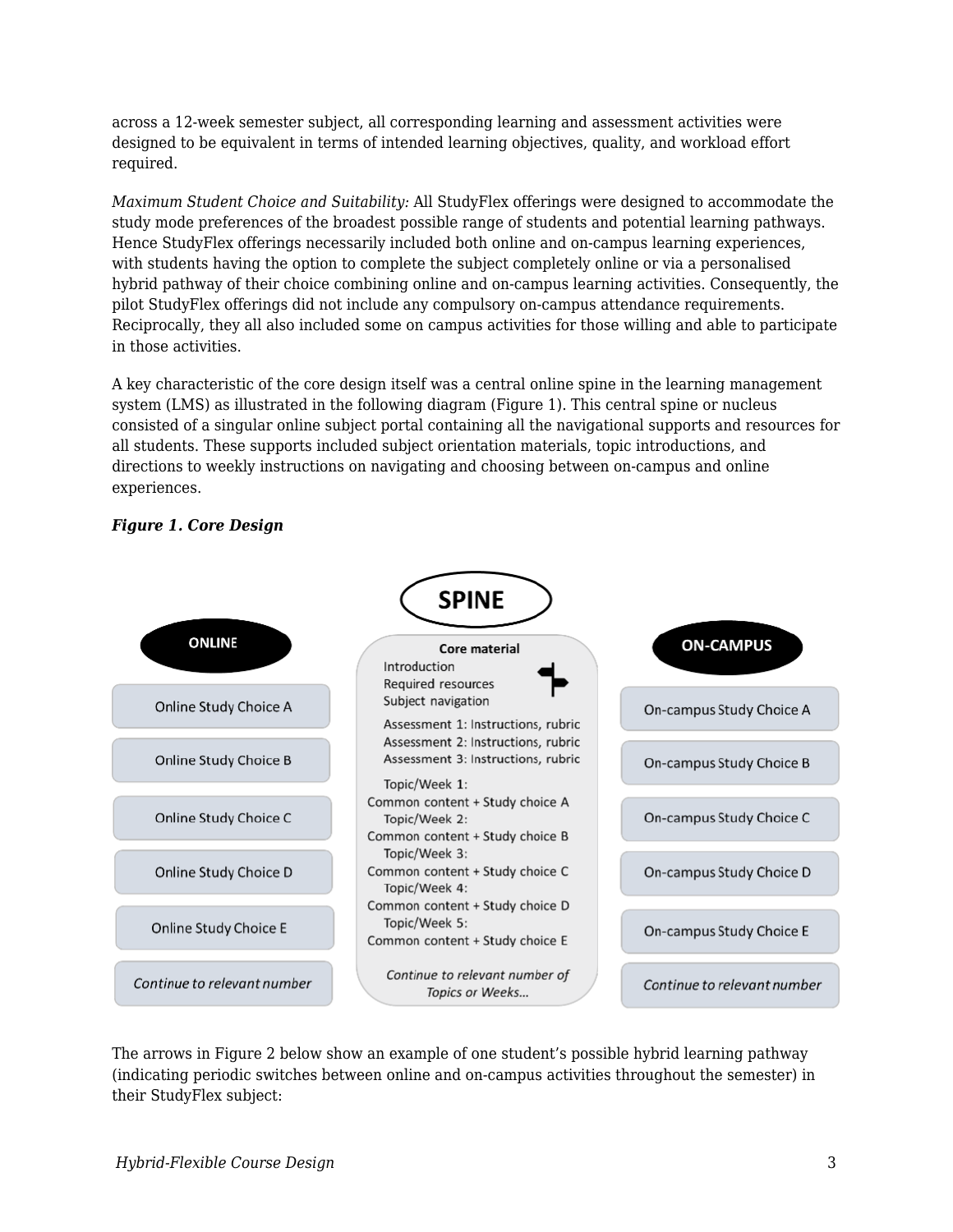across a 12-week semester subject, all corresponding learning and assessment activities were designed to be equivalent in terms of intended learning objectives, quality, and workload effort required.

*Maximum Student Choice and Suitability:* All StudyFlex offerings were designed to accommodate the study mode preferences of the broadest possible range of students and potential learning pathways. Hence StudyFlex offerings necessarily included both online and on-campus learning experiences, with students having the option to complete the subject completely online or via a personalised hybrid pathway of their choice combining online and on-campus learning activities. Consequently, the pilot StudyFlex offerings did not include any compulsory on-campus attendance requirements. Reciprocally, they all also included some on campus activities for those willing and able to participate in those activities.

A key characteristic of the core design itself was a central online spine in the learning management system (LMS) as illustrated in the following diagram (Figure 1). This central spine or nucleus consisted of a singular online subject portal containing all the navigational supports and resources for all students. These supports included subject orientation materials, topic introductions, and directions to weekly instructions on navigating and choosing between on-campus and online experiences.

***Figure 1. Core Design***

| ONLINE | SPINE | ON-CAMPUS |
| --- | --- | --- |
| | **Core material**<br>Introduction<br>Required resources<br>Subject navigation<br>Assessment 1: Instructions, rubric<br>Assessment 2: Instructions, rubric<br>Assessment 3: Instructions, rubric | |
| Online Study Choice A | Topic/Week 1: Common content + Study choice A | On-campus Study Choice A |
| Online Study Choice B | Topic/Week 2: Common content + Study choice B | On-campus Study Choice B |
| Online Study Choice C | Topic/Week 3: Common content + Study choice C | On-campus Study Choice C |
| Online Study Choice D | Topic/Week 4: Common content + Study choice D | On-campus Study Choice D |
| Online Study Choice E | Topic/Week 5: Common content + Study choice E | On-campus Study Choice E |
| *Continue to relevant number* | *Continue to relevant number of Topics or Weeks…* | *Continue to relevant number* |

The arrows in Figure 2 below show an example of one student's possible hybrid learning pathway (indicating periodic switches between online and on-campus activities throughout the semester) in their StudyFlex subject: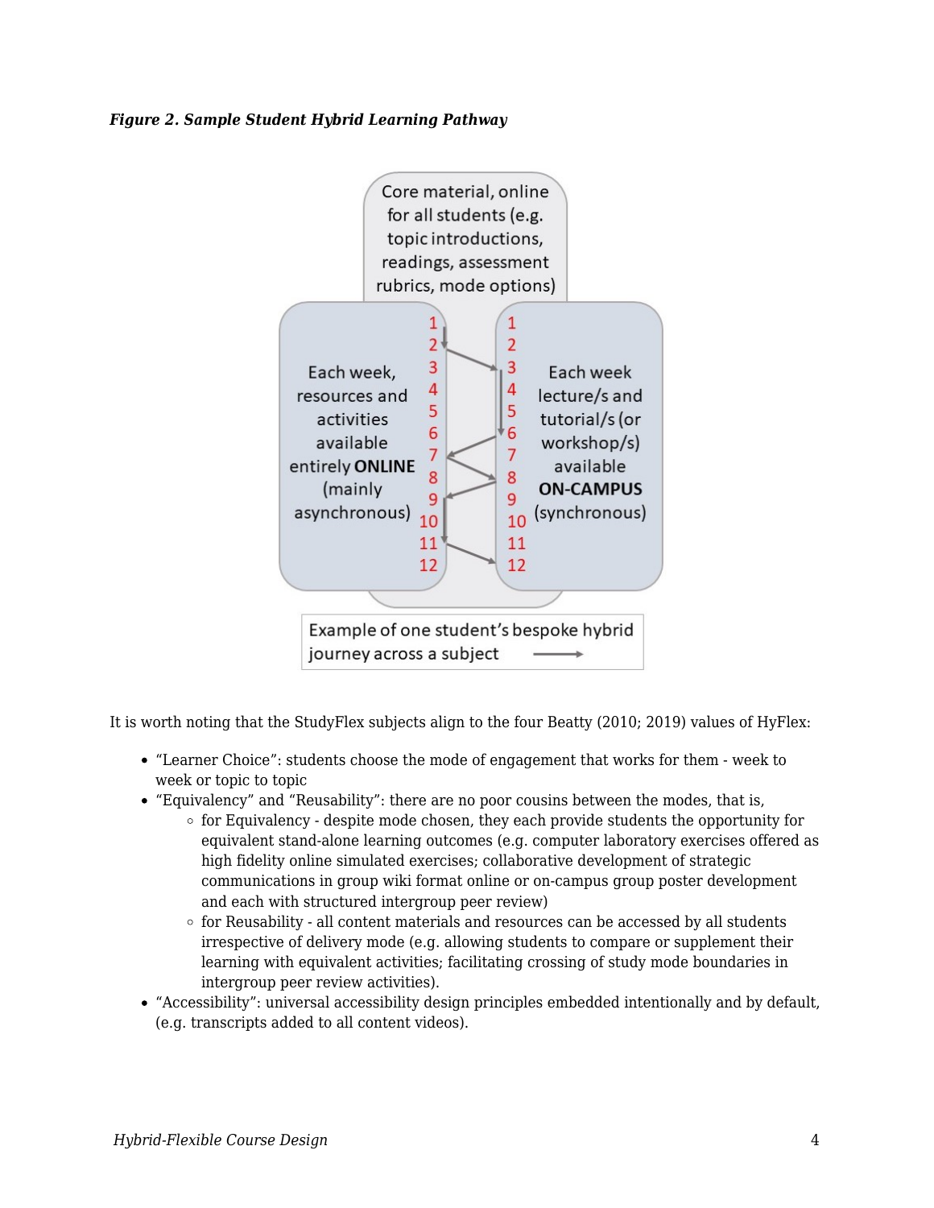***Figure 2. Sample Student Hybrid Learning Pathway***

Core material, online for all students (e.g. topic introductions, readings, assessment rubrics, mode options)

Each week, resources and activities available entirely **ONLINE** (mainly asynchronous)

Each week lecture/s and tutorial/s (or workshop/s) available **ON-CAMPUS** (synchronous)

Example of one student's bespoke hybrid journey across a subject

It is worth noting that the StudyFlex subjects align to the four Beatty (2010; 2019) values of HyFlex:

- "Learner Choice": students choose the mode of engagement that works for them - week to week or topic to topic
- "Equivalency" and "Reusability": there are no poor cousins between the modes, that is,
  - for Equivalency - despite mode chosen, they each provide students the opportunity for equivalent stand-alone learning outcomes (e.g. computer laboratory exercises offered as high fidelity online simulated exercises; collaborative development of strategic communications in group wiki format online or on-campus group poster development and each with structured intergroup peer review)
  - for Reusability - all content materials and resources can be accessed by all students irrespective of delivery mode (e.g. allowing students to compare or supplement their learning with equivalent activities; facilitating crossing of study mode boundaries in intergroup peer review activities).
- "Accessibility": universal accessibility design principles embedded intentionally and by default, (e.g. transcripts added to all content videos).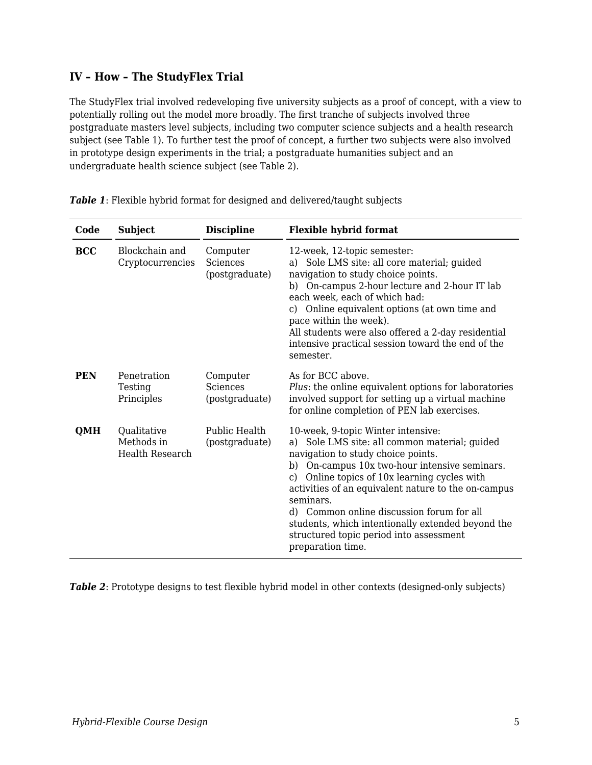### IV – How – The StudyFlex Trial

The StudyFlex trial involved redeveloping five university subjects as a proof of concept, with a view to potentially rolling out the model more broadly. The first tranche of subjects involved three postgraduate masters level subjects, including two computer science subjects and a health research subject (see Table 1). To further test the proof of concept, a further two subjects were also involved in prototype design experiments in the trial; a postgraduate humanities subject and an undergraduate health science subject (see Table 2).

***Table 1***: Flexible hybrid format for designed and delivered/taught subjects

| Code | Subject | Discipline | Flexible hybrid format |
|---|---|---|---|
| **BCC** | Blockchain and Cryptocurrencies | Computer Sciences (postgraduate) | 12-week, 12-topic semester:<br>a) Sole LMS site: all core material; guided navigation to study choice points.<br>b) On-campus 2-hour lecture and 2-hour IT lab each week, each of which had:<br>c) Online equivalent options (at own time and pace within the week).<br>All students were also offered a 2-day residential intensive practical session toward the end of the semester. |
| **PEN** | Penetration Testing Principles | Computer Sciences (postgraduate) | As for BCC above.<br>*Plus*: the online equivalent options for laboratories involved support for setting up a virtual machine for online completion of PEN lab exercises. |
| **QMH** | Qualitative Methods in Health Research | Public Health (postgraduate) | 10-week, 9-topic Winter intensive:<br>a) Sole LMS site: all common material; guided navigation to study choice points.<br>b) On-campus 10x two-hour intensive seminars.<br>c) Online topics of 10x learning cycles with activities of an equivalent nature to the on-campus seminars.<br>d) Common online discussion forum for all students, which intentionally extended beyond the structured topic period into assessment preparation time. |

***Table 2***: Prototype designs to test flexible hybrid model in other contexts (designed-only subjects)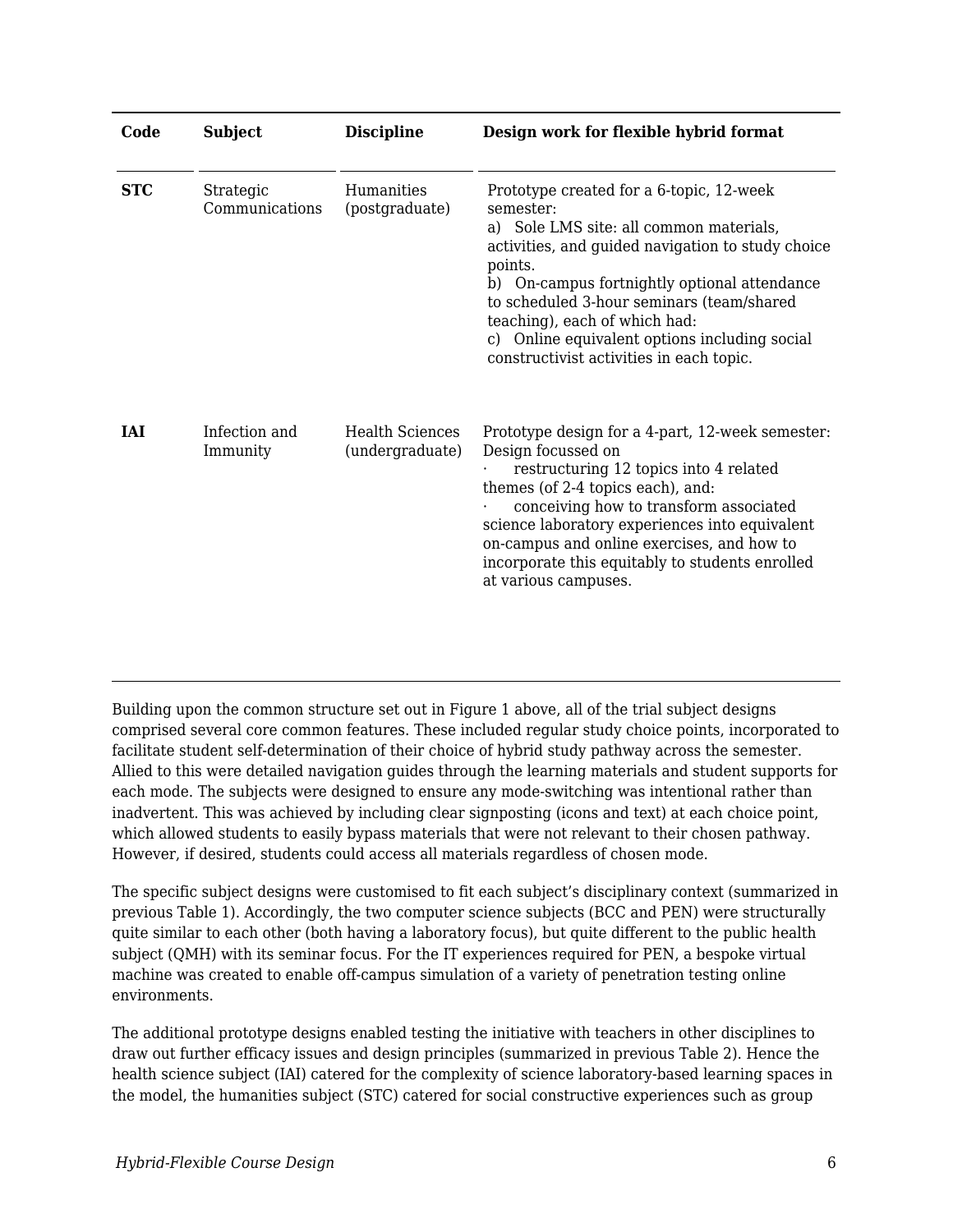| Code | Subject | Discipline | Design work for flexible hybrid format |
|---|---|---|---|
| **STC** | Strategic Communications | Humanities (postgraduate) | Prototype created for a 6-topic, 12-week semester:<br>a) Sole LMS site: all common materials, activities, and guided navigation to study choice points.<br>b) On-campus fortnightly optional attendance to scheduled 3-hour seminars (team/shared teaching), each of which had:<br>c) Online equivalent options including social constructivist activities in each topic. |
| **IAI** | Infection and Immunity | Health Sciences (undergraduate) | Prototype design for a 4-part, 12-week semester: Design focussed on<br>· restructuring 12 topics into 4 related themes (of 2-4 topics each), and:<br>· conceiving how to transform associated science laboratory experiences into equivalent on-campus and online exercises, and how to incorporate this equitably to students enrolled at various campuses. |

Building upon the common structure set out in Figure 1 above, all of the trial subject designs comprised several core common features. These included regular study choice points, incorporated to facilitate student self-determination of their choice of hybrid study pathway across the semester. Allied to this were detailed navigation guides through the learning materials and student supports for each mode. The subjects were designed to ensure any mode-switching was intentional rather than inadvertent. This was achieved by including clear signposting (icons and text) at each choice point, which allowed students to easily bypass materials that were not relevant to their chosen pathway. However, if desired, students could access all materials regardless of chosen mode.

The specific subject designs were customised to fit each subject's disciplinary context (summarized in previous Table 1). Accordingly, the two computer science subjects (BCC and PEN) were structurally quite similar to each other (both having a laboratory focus), but quite different to the public health subject (QMH) with its seminar focus. For the IT experiences required for PEN, a bespoke virtual machine was created to enable off-campus simulation of a variety of penetration testing online environments.

The additional prototype designs enabled testing the initiative with teachers in other disciplines to draw out further efficacy issues and design principles (summarized in previous Table 2). Hence the health science subject (IAI) catered for the complexity of science laboratory-based learning spaces in the model, the humanities subject (STC) catered for social constructive experiences such as group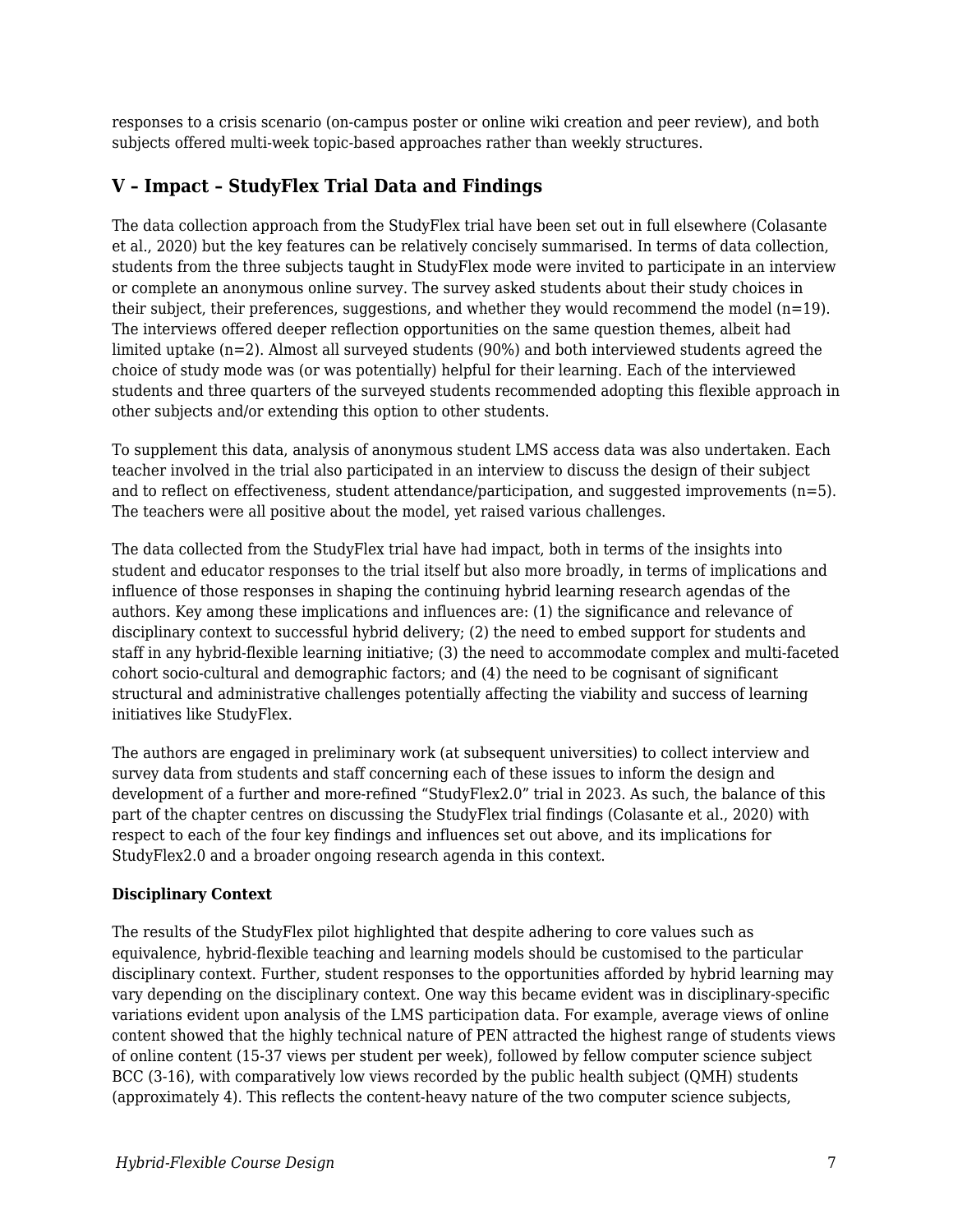responses to a crisis scenario (on-campus poster or online wiki creation and peer review), and both subjects offered multi-week topic-based approaches rather than weekly structures.

## V – Impact – StudyFlex Trial Data and Findings

The data collection approach from the StudyFlex trial have been set out in full elsewhere (Colasante et al., 2020) but the key features can be relatively concisely summarised. In terms of data collection, students from the three subjects taught in StudyFlex mode were invited to participate in an interview or complete an anonymous online survey. The survey asked students about their study choices in their subject, their preferences, suggestions, and whether they would recommend the model (n=19). The interviews offered deeper reflection opportunities on the same question themes, albeit had limited uptake (n=2). Almost all surveyed students (90%) and both interviewed students agreed the choice of study mode was (or was potentially) helpful for their learning. Each of the interviewed students and three quarters of the surveyed students recommended adopting this flexible approach in other subjects and/or extending this option to other students.

To supplement this data, analysis of anonymous student LMS access data was also undertaken. Each teacher involved in the trial also participated in an interview to discuss the design of their subject and to reflect on effectiveness, student attendance/participation, and suggested improvements (n=5). The teachers were all positive about the model, yet raised various challenges.

The data collected from the StudyFlex trial have had impact, both in terms of the insights into student and educator responses to the trial itself but also more broadly, in terms of implications and influence of those responses in shaping the continuing hybrid learning research agendas of the authors. Key among these implications and influences are: (1) the significance and relevance of disciplinary context to successful hybrid delivery; (2) the need to embed support for students and staff in any hybrid-flexible learning initiative; (3) the need to accommodate complex and multi-faceted cohort socio-cultural and demographic factors; and (4) the need to be cognisant of significant structural and administrative challenges potentially affecting the viability and success of learning initiatives like StudyFlex.

The authors are engaged in preliminary work (at subsequent universities) to collect interview and survey data from students and staff concerning each of these issues to inform the design and development of a further and more-refined "StudyFlex2.0" trial in 2023. As such, the balance of this part of the chapter centres on discussing the StudyFlex trial findings (Colasante et al., 2020) with respect to each of the four key findings and influences set out above, and its implications for StudyFlex2.0 and a broader ongoing research agenda in this context.

**Disciplinary Context**

The results of the StudyFlex pilot highlighted that despite adhering to core values such as equivalence, hybrid-flexible teaching and learning models should be customised to the particular disciplinary context. Further, student responses to the opportunities afforded by hybrid learning may vary depending on the disciplinary context. One way this became evident was in disciplinary-specific variations evident upon analysis of the LMS participation data. For example, average views of online content showed that the highly technical nature of PEN attracted the highest range of students views of online content (15-37 views per student per week), followed by fellow computer science subject BCC (3-16), with comparatively low views recorded by the public health subject (QMH) students (approximately 4). This reflects the content-heavy nature of the two computer science subjects,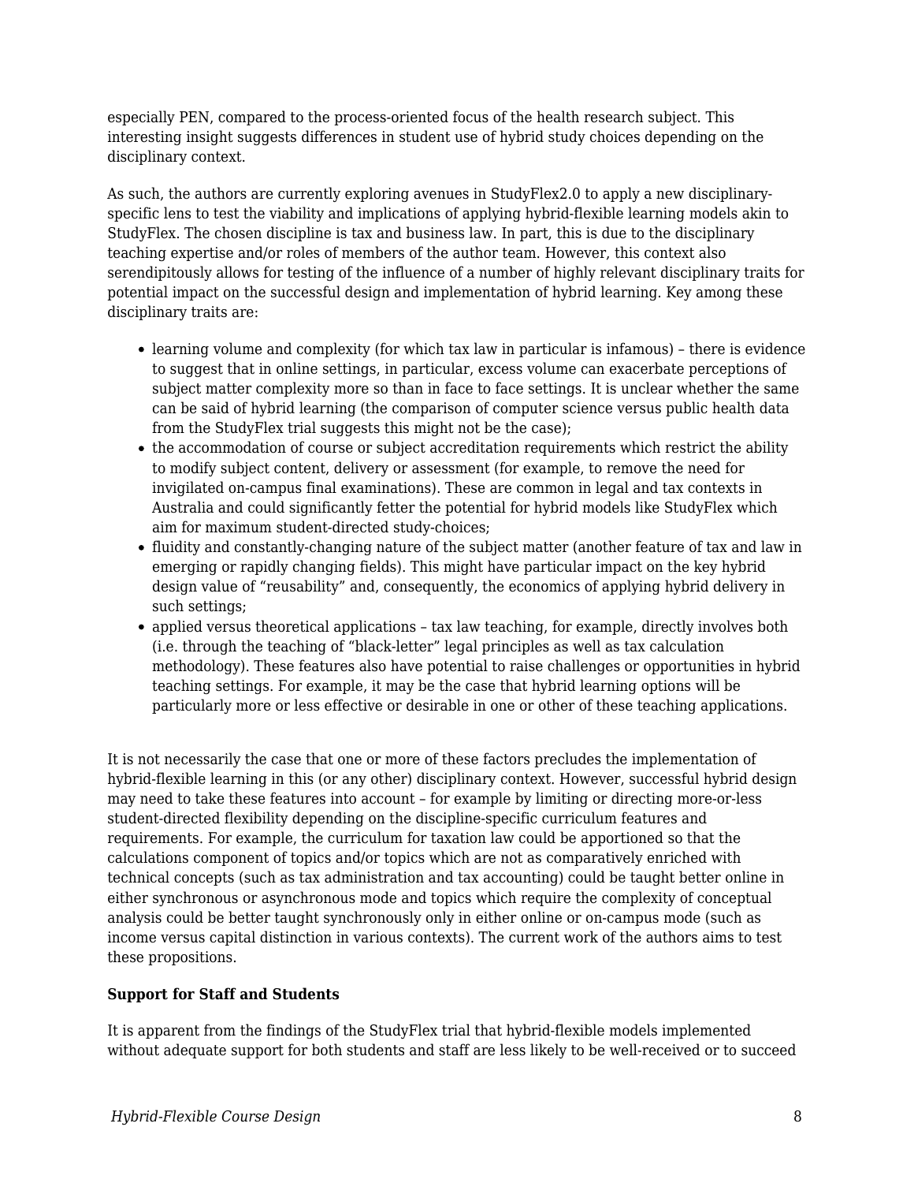especially PEN, compared to the process-oriented focus of the health research subject. This interesting insight suggests differences in student use of hybrid study choices depending on the disciplinary context.

As such, the authors are currently exploring avenues in StudyFlex2.0 to apply a new disciplinary-specific lens to test the viability and implications of applying hybrid-flexible learning models akin to StudyFlex. The chosen discipline is tax and business law. In part, this is due to the disciplinary teaching expertise and/or roles of members of the author team. However, this context also serendipitously allows for testing of the influence of a number of highly relevant disciplinary traits for potential impact on the successful design and implementation of hybrid learning. Key among these disciplinary traits are:

- learning volume and complexity (for which tax law in particular is infamous) – there is evidence to suggest that in online settings, in particular, excess volume can exacerbate perceptions of subject matter complexity more so than in face to face settings. It is unclear whether the same can be said of hybrid learning (the comparison of computer science versus public health data from the StudyFlex trial suggests this might not be the case);
- the accommodation of course or subject accreditation requirements which restrict the ability to modify subject content, delivery or assessment (for example, to remove the need for invigilated on-campus final examinations). These are common in legal and tax contexts in Australia and could significantly fetter the potential for hybrid models like StudyFlex which aim for maximum student-directed study-choices;
- fluidity and constantly-changing nature of the subject matter (another feature of tax and law in emerging or rapidly changing fields). This might have particular impact on the key hybrid design value of "reusability" and, consequently, the economics of applying hybrid delivery in such settings;
- applied versus theoretical applications – tax law teaching, for example, directly involves both (i.e. through the teaching of "black-letter" legal principles as well as tax calculation methodology). These features also have potential to raise challenges or opportunities in hybrid teaching settings. For example, it may be the case that hybrid learning options will be particularly more or less effective or desirable in one or other of these teaching applications.

It is not necessarily the case that one or more of these factors precludes the implementation of hybrid-flexible learning in this (or any other) disciplinary context. However, successful hybrid design may need to take these features into account – for example by limiting or directing more-or-less student-directed flexibility depending on the discipline-specific curriculum features and requirements. For example, the curriculum for taxation law could be apportioned so that the calculations component of topics and/or topics which are not as comparatively enriched with technical concepts (such as tax administration and tax accounting) could be taught better online in either synchronous or asynchronous mode and topics which require the complexity of conceptual analysis could be better taught synchronously only in either online or on-campus mode (such as income versus capital distinction in various contexts). The current work of the authors aims to test these propositions.

**Support for Staff and Students**

It is apparent from the findings of the StudyFlex trial that hybrid-flexible models implemented without adequate support for both students and staff are less likely to be well-received or to succeed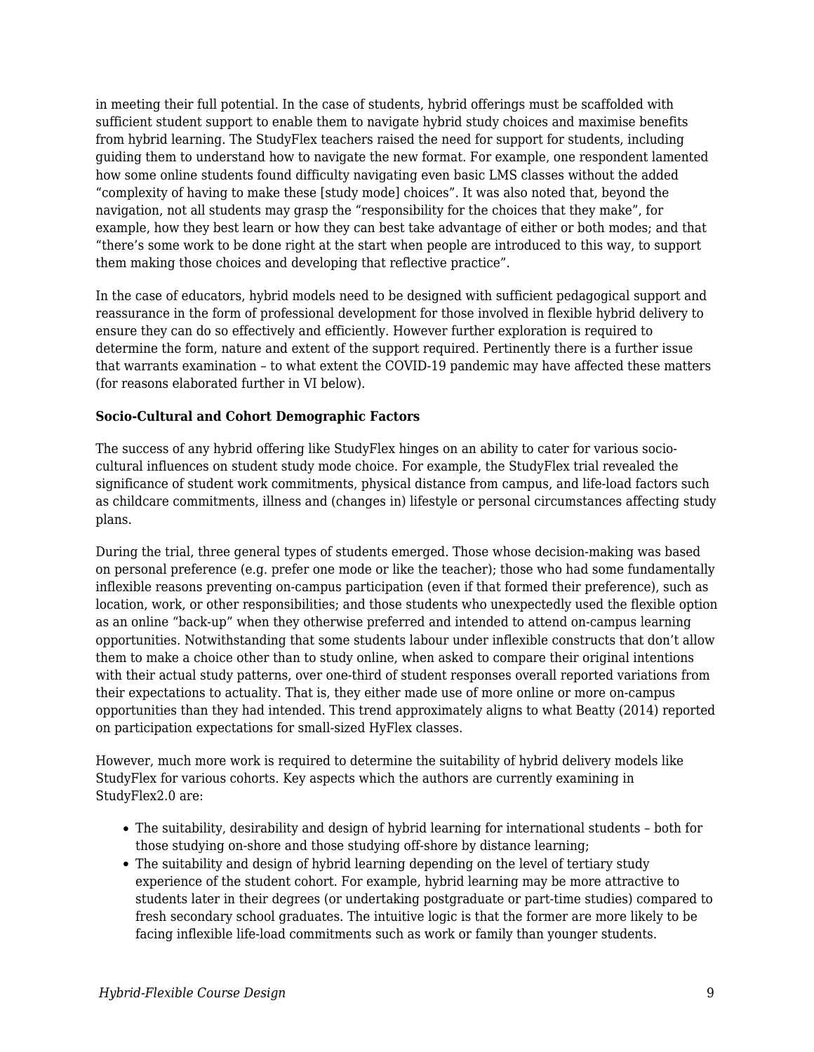in meeting their full potential. In the case of students, hybrid offerings must be scaffolded with sufficient student support to enable them to navigate hybrid study choices and maximise benefits from hybrid learning. The StudyFlex teachers raised the need for support for students, including guiding them to understand how to navigate the new format. For example, one respondent lamented how some online students found difficulty navigating even basic LMS classes without the added "complexity of having to make these [study mode] choices". It was also noted that, beyond the navigation, not all students may grasp the "responsibility for the choices that they make", for example, how they best learn or how they can best take advantage of either or both modes; and that "there's some work to be done right at the start when people are introduced to this way, to support them making those choices and developing that reflective practice".

In the case of educators, hybrid models need to be designed with sufficient pedagogical support and reassurance in the form of professional development for those involved in flexible hybrid delivery to ensure they can do so effectively and efficiently. However further exploration is required to determine the form, nature and extent of the support required. Pertinently there is a further issue that warrants examination – to what extent the COVID-19 pandemic may have affected these matters (for reasons elaborated further in VI below).

**Socio-Cultural and Cohort Demographic Factors**

The success of any hybrid offering like StudyFlex hinges on an ability to cater for various socio-cultural influences on student study mode choice. For example, the StudyFlex trial revealed the significance of student work commitments, physical distance from campus, and life-load factors such as childcare commitments, illness and (changes in) lifestyle or personal circumstances affecting study plans.

During the trial, three general types of students emerged. Those whose decision-making was based on personal preference (e.g. prefer one mode or like the teacher); those who had some fundamentally inflexible reasons preventing on-campus participation (even if that formed their preference), such as location, work, or other responsibilities; and those students who unexpectedly used the flexible option as an online "back-up" when they otherwise preferred and intended to attend on-campus learning opportunities. Notwithstanding that some students labour under inflexible constructs that don't allow them to make a choice other than to study online, when asked to compare their original intentions with their actual study patterns, over one-third of student responses overall reported variations from their expectations to actuality. That is, they either made use of more online or more on-campus opportunities than they had intended. This trend approximately aligns to what Beatty (2014) reported on participation expectations for small-sized HyFlex classes.

However, much more work is required to determine the suitability of hybrid delivery models like StudyFlex for various cohorts. Key aspects which the authors are currently examining in StudyFlex2.0 are:

- The suitability, desirability and design of hybrid learning for international students – both for those studying on-shore and those studying off-shore by distance learning;
- The suitability and design of hybrid learning depending on the level of tertiary study experience of the student cohort. For example, hybrid learning may be more attractive to students later in their degrees (or undertaking postgraduate or part-time studies) compared to fresh secondary school graduates. The intuitive logic is that the former are more likely to be facing inflexible life-load commitments such as work or family than younger students.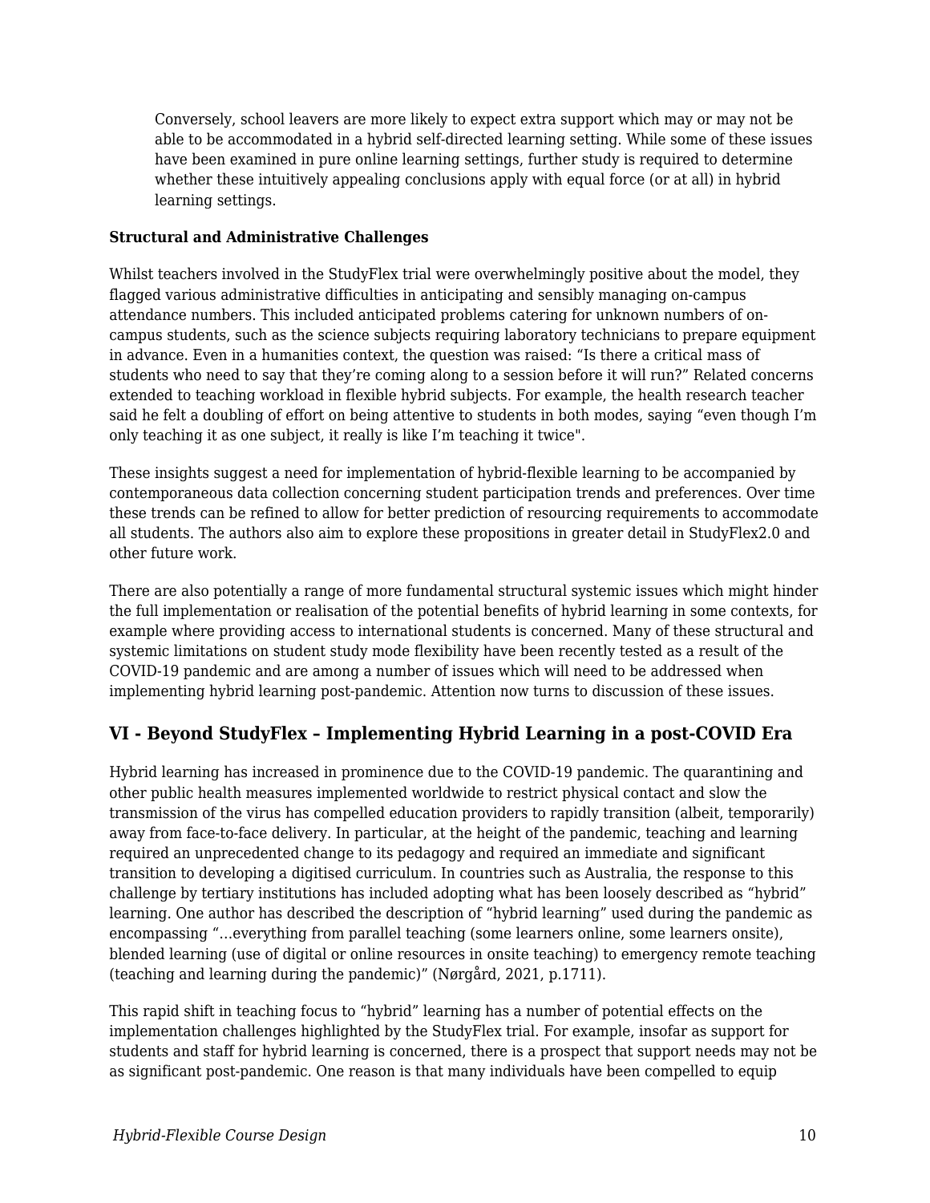> Conversely, school leavers are more likely to expect extra support which may or may not be able to be accommodated in a hybrid self-directed learning setting. While some of these issues have been examined in pure online learning settings, further study is required to determine whether these intuitively appealing conclusions apply with equal force (or at all) in hybrid learning settings.

**Structural and Administrative Challenges**

Whilst teachers involved in the StudyFlex trial were overwhelmingly positive about the model, they flagged various administrative difficulties in anticipating and sensibly managing on-campus attendance numbers. This included anticipated problems catering for unknown numbers of on-campus students, such as the science subjects requiring laboratory technicians to prepare equipment in advance. Even in a humanities context, the question was raised: "Is there a critical mass of students who need to say that they're coming along to a session before it will run?" Related concerns extended to teaching workload in flexible hybrid subjects. For example, the health research teacher said he felt a doubling of effort on being attentive to students in both modes, saying "even though I'm only teaching it as one subject, it really is like I'm teaching it twice".

These insights suggest a need for implementation of hybrid-flexible learning to be accompanied by contemporaneous data collection concerning student participation trends and preferences. Over time these trends can be refined to allow for better prediction of resourcing requirements to accommodate all students. The authors also aim to explore these propositions in greater detail in StudyFlex2.0 and other future work.

There are also potentially a range of more fundamental structural systemic issues which might hinder the full implementation or realisation of the potential benefits of hybrid learning in some contexts, for example where providing access to international students is concerned. Many of these structural and systemic limitations on student study mode flexibility have been recently tested as a result of the COVID-19 pandemic and are among a number of issues which will need to be addressed when implementing hybrid learning post-pandemic. Attention now turns to discussion of these issues.

## VI - Beyond StudyFlex – Implementing Hybrid Learning in a post-COVID Era

Hybrid learning has increased in prominence due to the COVID-19 pandemic. The quarantining and other public health measures implemented worldwide to restrict physical contact and slow the transmission of the virus has compelled education providers to rapidly transition (albeit, temporarily) away from face-to-face delivery. In particular, at the height of the pandemic, teaching and learning required an unprecedented change to its pedagogy and required an immediate and significant transition to developing a digitised curriculum. In countries such as Australia, the response to this challenge by tertiary institutions has included adopting what has been loosely described as "hybrid" learning. One author has described the description of "hybrid learning" used during the pandemic as encompassing "…everything from parallel teaching (some learners online, some learners onsite), blended learning (use of digital or online resources in onsite teaching) to emergency remote teaching (teaching and learning during the pandemic)" (Nørgård, 2021, p.1711).

This rapid shift in teaching focus to "hybrid" learning has a number of potential effects on the implementation challenges highlighted by the StudyFlex trial. For example, insofar as support for students and staff for hybrid learning is concerned, there is a prospect that support needs may not be as significant post-pandemic. One reason is that many individuals have been compelled to equip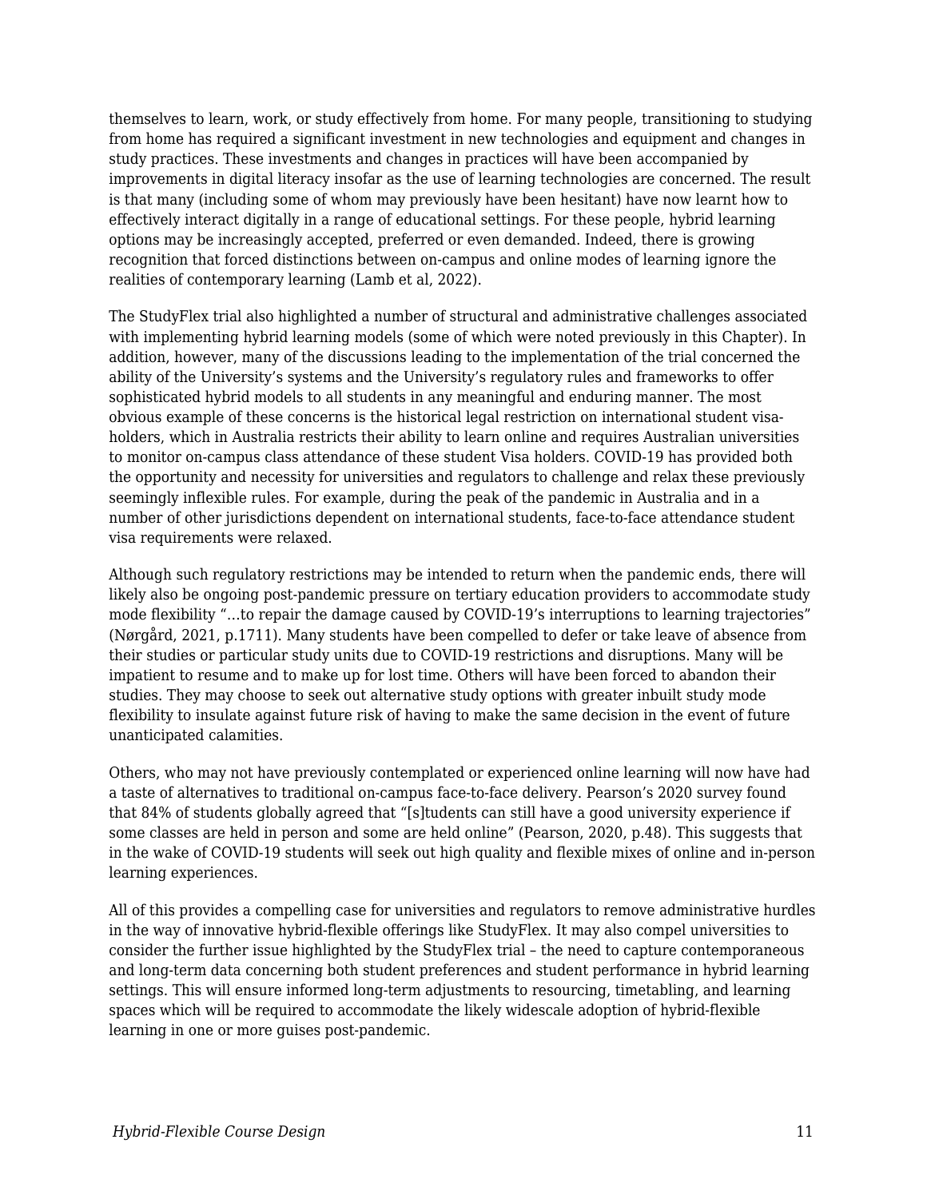themselves to learn, work, or study effectively from home. For many people, transitioning to studying from home has required a significant investment in new technologies and equipment and changes in study practices. These investments and changes in practices will have been accompanied by improvements in digital literacy insofar as the use of learning technologies are concerned. The result is that many (including some of whom may previously have been hesitant) have now learnt how to effectively interact digitally in a range of educational settings. For these people, hybrid learning options may be increasingly accepted, preferred or even demanded. Indeed, there is growing recognition that forced distinctions between on-campus and online modes of learning ignore the realities of contemporary learning (Lamb et al, 2022).

The StudyFlex trial also highlighted a number of structural and administrative challenges associated with implementing hybrid learning models (some of which were noted previously in this Chapter). In addition, however, many of the discussions leading to the implementation of the trial concerned the ability of the University's systems and the University's regulatory rules and frameworks to offer sophisticated hybrid models to all students in any meaningful and enduring manner. The most obvious example of these concerns is the historical legal restriction on international student visa-holders, which in Australia restricts their ability to learn online and requires Australian universities to monitor on-campus class attendance of these student Visa holders. COVID-19 has provided both the opportunity and necessity for universities and regulators to challenge and relax these previously seemingly inflexible rules. For example, during the peak of the pandemic in Australia and in a number of other jurisdictions dependent on international students, face-to-face attendance student visa requirements were relaxed.

Although such regulatory restrictions may be intended to return when the pandemic ends, there will likely also be ongoing post-pandemic pressure on tertiary education providers to accommodate study mode flexibility "…to repair the damage caused by COVID-19's interruptions to learning trajectories" (Nørgård, 2021, p.1711). Many students have been compelled to defer or take leave of absence from their studies or particular study units due to COVID-19 restrictions and disruptions. Many will be impatient to resume and to make up for lost time. Others will have been forced to abandon their studies. They may choose to seek out alternative study options with greater inbuilt study mode flexibility to insulate against future risk of having to make the same decision in the event of future unanticipated calamities.

Others, who may not have previously contemplated or experienced online learning will now have had a taste of alternatives to traditional on-campus face-to-face delivery. Pearson's 2020 survey found that 84% of students globally agreed that "[s]tudents can still have a good university experience if some classes are held in person and some are held online" (Pearson, 2020, p.48). This suggests that in the wake of COVID-19 students will seek out high quality and flexible mixes of online and in-person learning experiences.

All of this provides a compelling case for universities and regulators to remove administrative hurdles in the way of innovative hybrid-flexible offerings like StudyFlex. It may also compel universities to consider the further issue highlighted by the StudyFlex trial – the need to capture contemporaneous and long-term data concerning both student preferences and student performance in hybrid learning settings. This will ensure informed long-term adjustments to resourcing, timetabling, and learning spaces which will be required to accommodate the likely widescale adoption of hybrid-flexible learning in one or more guises post-pandemic.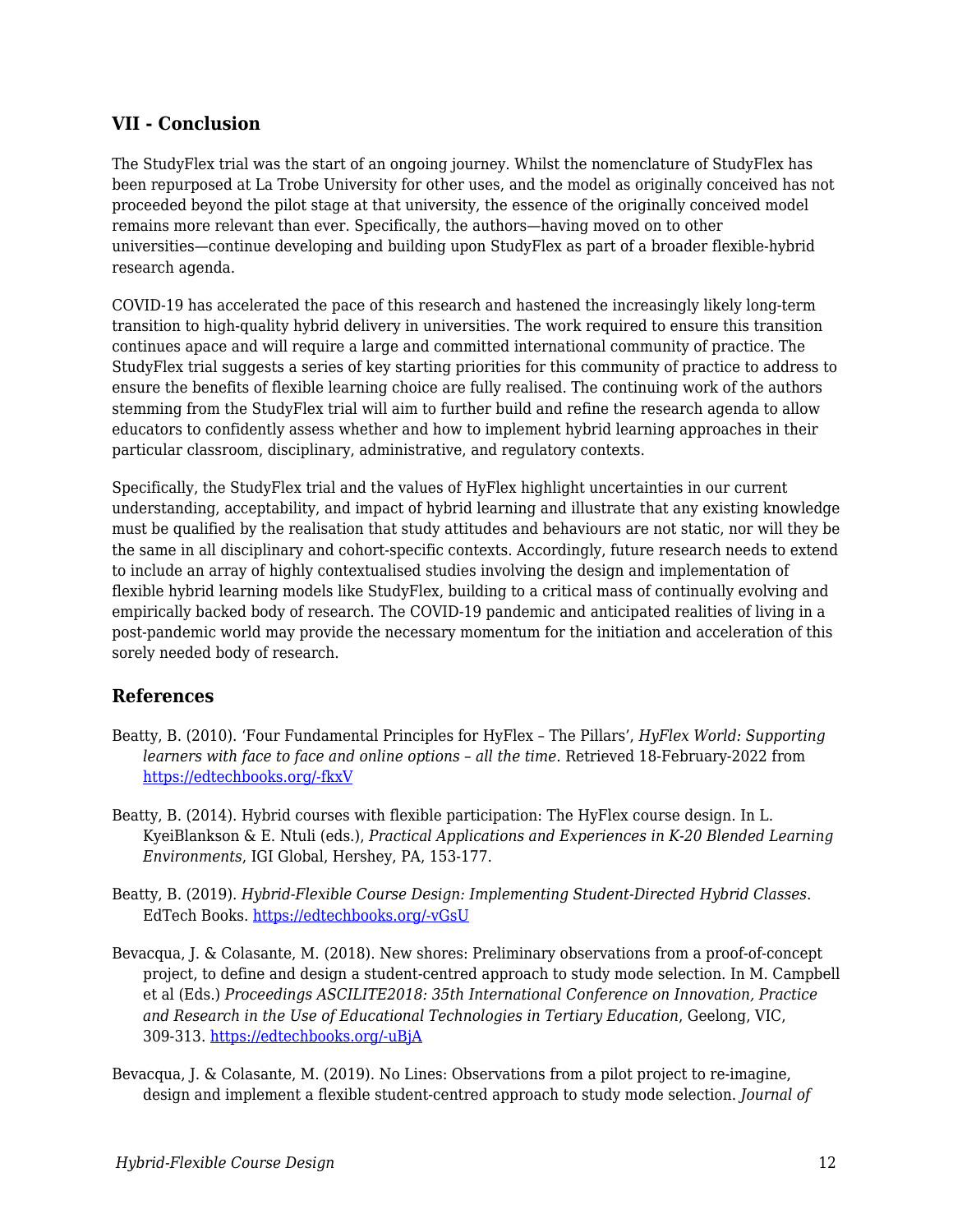## VII - Conclusion

The StudyFlex trial was the start of an ongoing journey. Whilst the nomenclature of StudyFlex has been repurposed at La Trobe University for other uses, and the model as originally conceived has not proceeded beyond the pilot stage at that university, the essence of the originally conceived model remains more relevant than ever. Specifically, the authors—having moved on to other universities—continue developing and building upon StudyFlex as part of a broader flexible-hybrid research agenda.

COVID-19 has accelerated the pace of this research and hastened the increasingly likely long-term transition to high-quality hybrid delivery in universities. The work required to ensure this transition continues apace and will require a large and committed international community of practice. The StudyFlex trial suggests a series of key starting priorities for this community of practice to address to ensure the benefits of flexible learning choice are fully realised. The continuing work of the authors stemming from the StudyFlex trial will aim to further build and refine the research agenda to allow educators to confidently assess whether and how to implement hybrid learning approaches in their particular classroom, disciplinary, administrative, and regulatory contexts.

Specifically, the StudyFlex trial and the values of HyFlex highlight uncertainties in our current understanding, acceptability, and impact of hybrid learning and illustrate that any existing knowledge must be qualified by the realisation that study attitudes and behaviours are not static, nor will they be the same in all disciplinary and cohort-specific contexts. Accordingly, future research needs to extend to include an array of highly contextualised studies involving the design and implementation of flexible hybrid learning models like StudyFlex, building to a critical mass of continually evolving and empirically backed body of research. The COVID-19 pandemic and anticipated realities of living in a post-pandemic world may provide the necessary momentum for the initiation and acceleration of this sorely needed body of research.

## References

Beatty, B. (2010). 'Four Fundamental Principles for HyFlex – The Pillars', *HyFlex World: Supporting learners with face to face and online options – all the time*. Retrieved 18-February-2022 from https://edtechbooks.org/-fkxV

Beatty, B. (2014). Hybrid courses with flexible participation: The HyFlex course design. In L. KyeiBlankson & E. Ntuli (eds.), *Practical Applications and Experiences in K-20 Blended Learning Environments*, IGI Global, Hershey, PA, 153-177.

Beatty, B. (2019). *Hybrid-Flexible Course Design: Implementing Student-Directed Hybrid Classes*. EdTech Books. https://edtechbooks.org/-vGsU

Bevacqua, J. & Colasante, M. (2018). New shores: Preliminary observations from a proof-of-concept project, to define and design a student-centred approach to study mode selection. In M. Campbell et al (Eds.) *Proceedings ASCILITE2018: 35th International Conference on Innovation, Practice and Research in the Use of Educational Technologies in Tertiary Education*, Geelong, VIC, 309-313. https://edtechbooks.org/-uBjA

Bevacqua, J. & Colasante, M. (2019). No Lines: Observations from a pilot project to re-imagine, design and implement a flexible student-centred approach to study mode selection. *Journal of*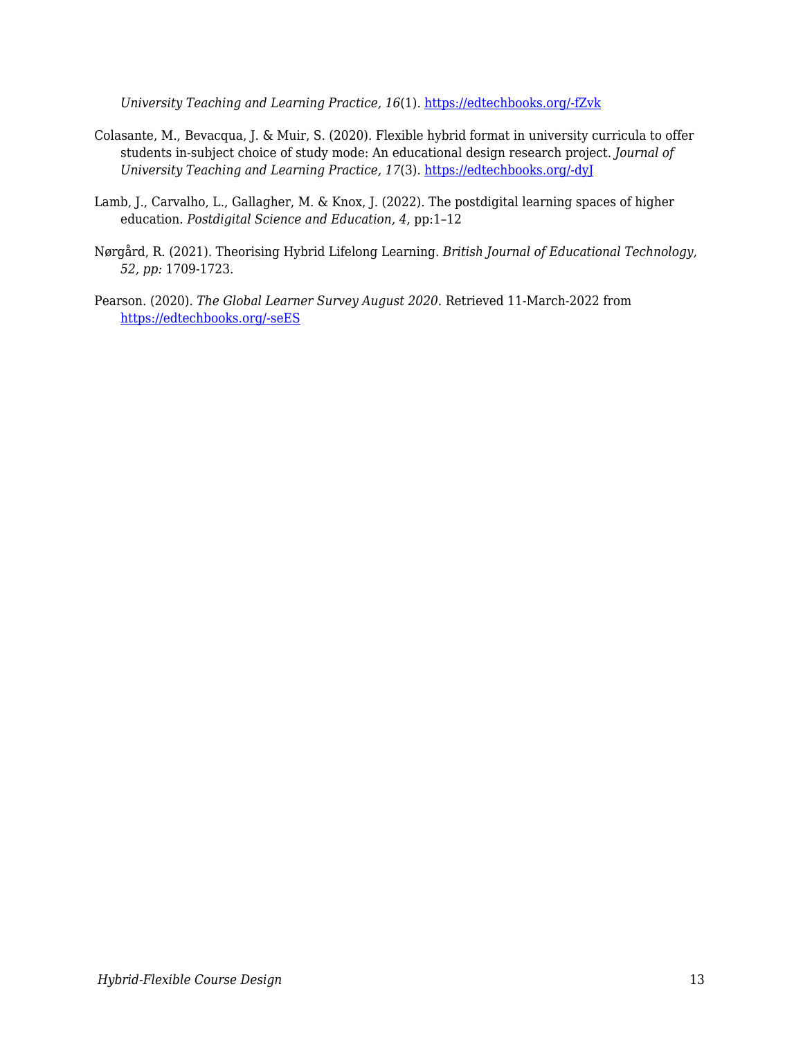*University Teaching and Learning Practice, 16*(1). https://edtechbooks.org/-fZvk

Colasante, M., Bevacqua, J. & Muir, S. (2020). Flexible hybrid format in university curricula to offer students in-subject choice of study mode: An educational design research project. *Journal of University Teaching and Learning Practice, 17*(3). https://edtechbooks.org/-dyJ

Lamb, J., Carvalho, L., Gallagher, M. & Knox, J. (2022). The postdigital learning spaces of higher education. *Postdigital Science and Education, 4*, pp:1–12

Nørgård, R. (2021). Theorising Hybrid Lifelong Learning. *British Journal of Educational Technology, 52, pp:* 1709-1723.

Pearson. (2020). *The Global Learner Survey August 2020*. Retrieved 11-March-2022 from https://edtechbooks.org/-seES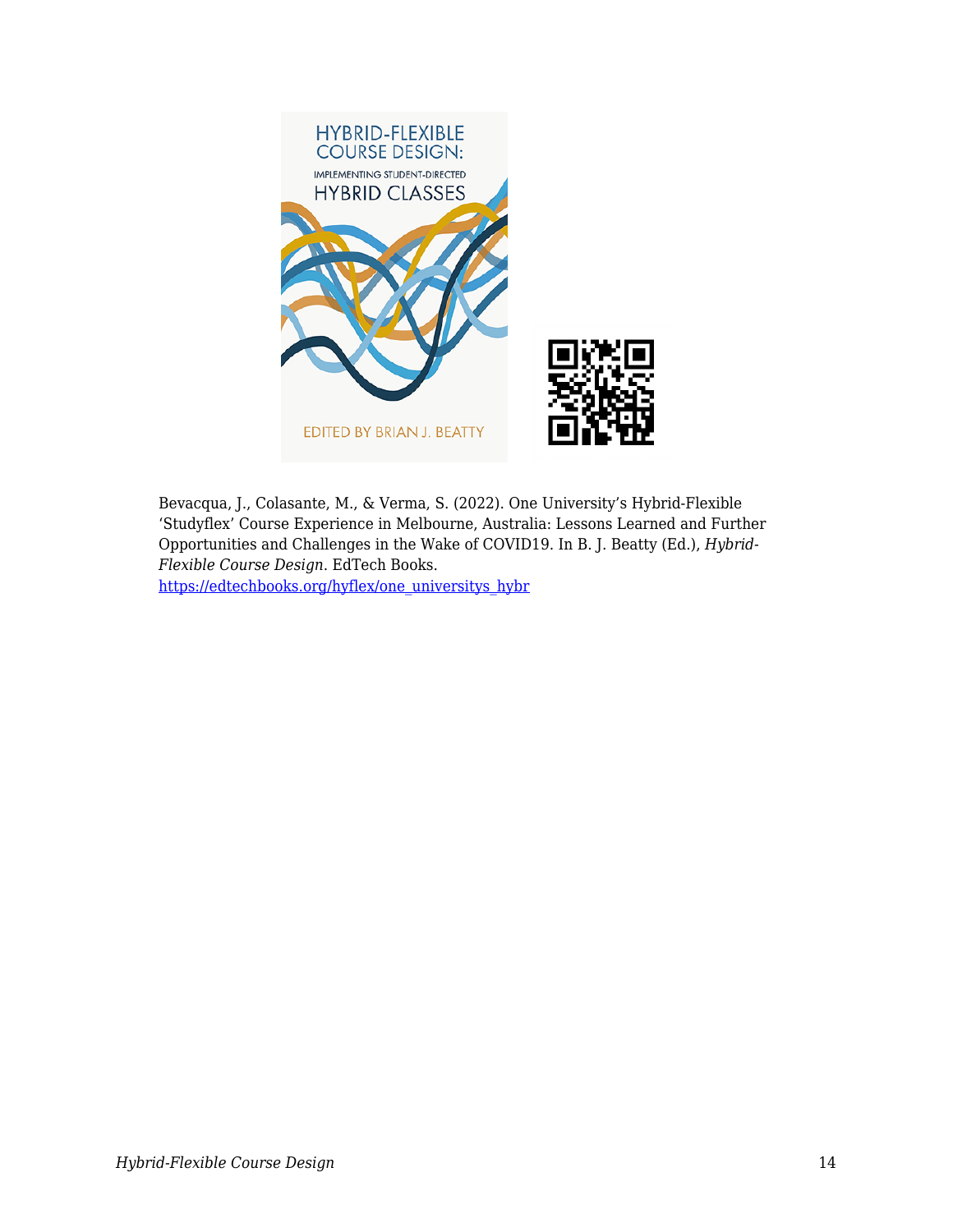Bevacqua, J., Colasante, M., & Verma, S. (2022). One University’s Hybrid-Flexible ‘Studyflex’ Course Experience in Melbourne, Australia: Lessons Learned and Further Opportunities and Challenges in the Wake of COVID19. In B. J. Beatty (Ed.), *Hybrid-Flexible Course Design*. EdTech Books. https://edtechbooks.org/hyflex/one_universitys_hybr